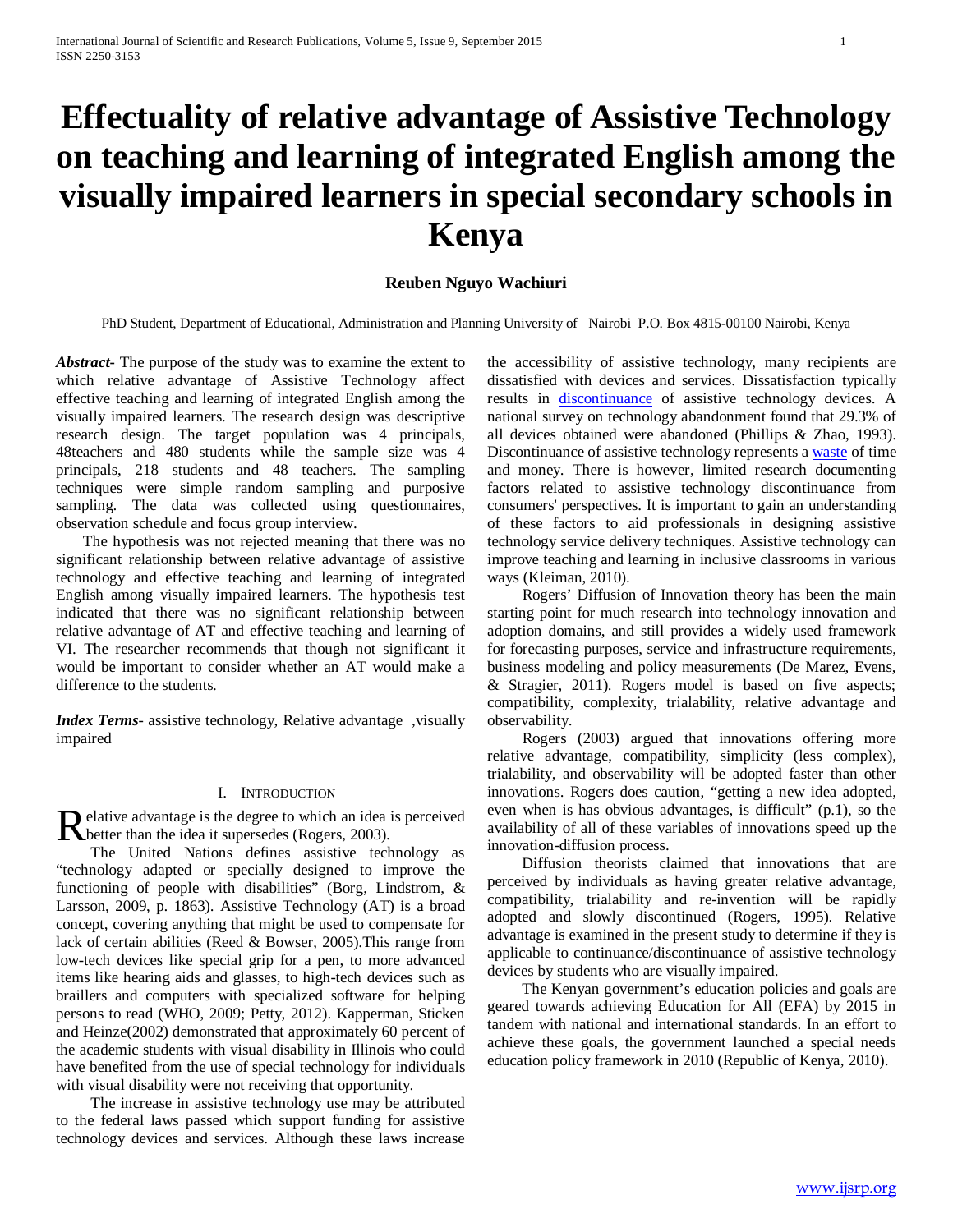# Effectuality of relative advantage of Assistive Technology on teaching and learning of integrated English among the visually impaired learners in special secondary schools in Kenya

**Reuben Nguyo Wachiuri**

PhD Student, Department of Educational, Administration and Planning University of Nairobi P.O. Box 4815-00100 Nairobi, Kenya

***Abstract-*** The purpose of the study was to examine the extent to which relative advantage of Assistive Technology affect effective teaching and learning of integrated English among the visually impaired learners. The research design was descriptive research design. The target population was 4 principals, 48teachers and 480 students while the sample size was 4 principals, 218 students and 48 teachers. The sampling techniques were simple random sampling and purposive sampling. The data was collected using questionnaires, observation schedule and focus group interview.

The hypothesis was not rejected meaning that there was no significant relationship between relative advantage of assistive technology and effective teaching and learning of integrated English among visually impaired learners. The hypothesis test indicated that there was no significant relationship between relative advantage of AT and effective teaching and learning of VI. The researcher recommends that though not significant it would be important to consider whether an AT would make a difference to the students.

***Index Terms*-** assistive technology, Relative advantage ,visually impaired

## I. Introduction

Relative advantage is the degree to which an idea is perceived better than the idea it supersedes (Rogers, 2003).

The United Nations defines assistive technology as "technology adapted or specially designed to improve the functioning of people with disabilities" (Borg, Lindstrom, & Larsson, 2009, p. 1863). Assistive Technology (AT) is a broad concept, covering anything that might be used to compensate for lack of certain abilities (Reed & Bowser, 2005).This range from low-tech devices like special grip for a pen, to more advanced items like hearing aids and glasses, to high-tech devices such as braillers and computers with specialized software for helping persons to read (WHO, 2009; Petty, 2012). Kapperman, Sticken and Heinze(2002) demonstrated that approximately 60 percent of the academic students with visual disability in Illinois who could have benefited from the use of special technology for individuals with visual disability were not receiving that opportunity.

The increase in assistive technology use may be attributed to the federal laws passed which support funding for assistive technology devices and services. Although these laws increase the accessibility of assistive technology, many recipients are dissatisfied with devices and services. Dissatisfaction typically results in discontinuance of assistive technology devices. A national survey on technology abandonment found that 29.3% of all devices obtained were abandoned (Phillips & Zhao, 1993). Discontinuance of assistive technology represents a waste of time and money. There is however, limited research documenting factors related to assistive technology discontinuance from consumers' perspectives. It is important to gain an understanding of these factors to aid professionals in designing assistive technology service delivery techniques. Assistive technology can improve teaching and learning in inclusive classrooms in various ways (Kleiman, 2010).

Rogers' Diffusion of Innovation theory has been the main starting point for much research into technology innovation and adoption domains, and still provides a widely used framework for forecasting purposes, service and infrastructure requirements, business modeling and policy measurements (De Marez, Evens, & Stragier, 2011). Rogers model is based on five aspects; compatibility, complexity, trialability, relative advantage and observability.

Rogers (2003) argued that innovations offering more relative advantage, compatibility, simplicity (less complex), trialability, and observability will be adopted faster than other innovations. Rogers does caution, "getting a new idea adopted, even when is has obvious advantages, is difficult" (p.1), so the availability of all of these variables of innovations speed up the innovation-diffusion process.

Diffusion theorists claimed that innovations that are perceived by individuals as having greater relative advantage, compatibility, trialability and re-invention will be rapidly adopted and slowly discontinued (Rogers, 1995). Relative advantage is examined in the present study to determine if they is applicable to continuance/discontinuance of assistive technology devices by students who are visually impaired.

The Kenyan government's education policies and goals are geared towards achieving Education for All (EFA) by 2015 in tandem with national and international standards. In an effort to achieve these goals, the government launched a special needs education policy framework in 2010 (Republic of Kenya, 2010).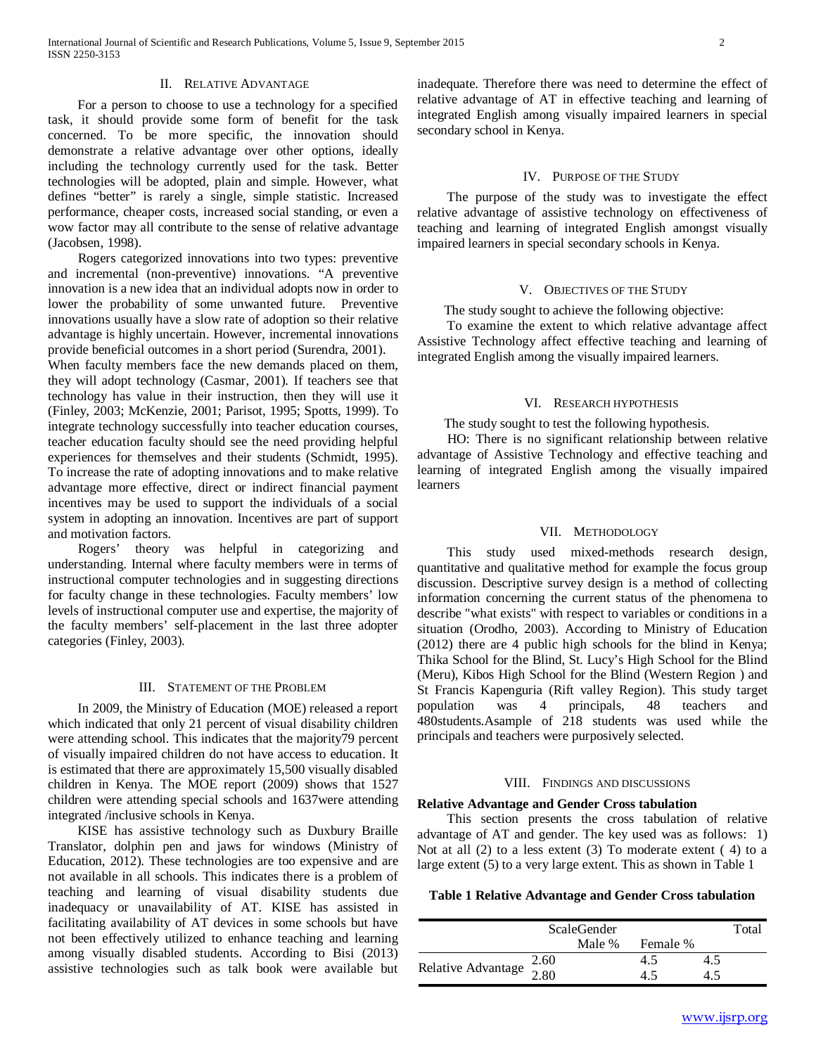## II. Relative Advantage

For a person to choose to use a technology for a specified task, it should provide some form of benefit for the task concerned. To be more specific, the innovation should demonstrate a relative advantage over other options, ideally including the technology currently used for the task. Better technologies will be adopted, plain and simple. However, what defines "better" is rarely a single, simple statistic. Increased performance, cheaper costs, increased social standing, or even a wow factor may all contribute to the sense of relative advantage (Jacobsen, 1998).

Rogers categorized innovations into two types: preventive and incremental (non-preventive) innovations. "A preventive innovation is a new idea that an individual adopts now in order to lower the probability of some unwanted future. Preventive innovations usually have a slow rate of adoption so their relative advantage is highly uncertain. However, incremental innovations provide beneficial outcomes in a short period (Surendra, 2001).

When faculty members face the new demands placed on them, they will adopt technology (Casmar, 2001). If teachers see that technology has value in their instruction, then they will use it (Finley, 2003; McKenzie, 2001; Parisot, 1995; Spotts, 1999). To integrate technology successfully into teacher education courses, teacher education faculty should see the need providing helpful experiences for themselves and their students (Schmidt, 1995). To increase the rate of adopting innovations and to make relative advantage more effective, direct or indirect financial payment incentives may be used to support the individuals of a social system in adopting an innovation. Incentives are part of support and motivation factors.

Rogers' theory was helpful in categorizing and understanding. Internal where faculty members were in terms of instructional computer technologies and in suggesting directions for faculty change in these technologies. Faculty members' low levels of instructional computer use and expertise, the majority of the faculty members' self-placement in the last three adopter categories (Finley, 2003).

## III. Statement of the Problem

In 2009, the Ministry of Education (MOE) released a report which indicated that only 21 percent of visual disability children were attending school. This indicates that the majority79 percent of visually impaired children do not have access to education. It is estimated that there are approximately 15,500 visually disabled children in Kenya. The MOE report (2009) shows that 1527 children were attending special schools and 1637were attending integrated /inclusive schools in Kenya.

KISE has assistive technology such as Duxbury Braille Translator, dolphin pen and jaws for windows (Ministry of Education, 2012). These technologies are too expensive and are not available in all schools. This indicates there is a problem of teaching and learning of visual disability students due inadequacy or unavailability of AT. KISE has assisted in facilitating availability of AT devices in some schools but have not been effectively utilized to enhance teaching and learning among visually disabled students. According to Bisi (2013) assistive technologies such as talk book were available but inadequate. Therefore there was need to determine the effect of relative advantage of AT in effective teaching and learning of integrated English among visually impaired learners in special secondary school in Kenya.

## IV. Purpose of the Study

The purpose of the study was to investigate the effect relative advantage of assistive technology on effectiveness of teaching and learning of integrated English amongst visually impaired learners in special secondary schools in Kenya.

## V. Objectives of the Study

The study sought to achieve the following objective:

To examine the extent to which relative advantage affect Assistive Technology affect effective teaching and learning of integrated English among the visually impaired learners.

## VI. Research hypothesis

The study sought to test the following hypothesis.

HO: There is no significant relationship between relative advantage of Assistive Technology and effective teaching and learning of integrated English among the visually impaired learners

## VII. Methodology

This study used mixed-methods research design, quantitative and qualitative method for example the focus group discussion. Descriptive survey design is a method of collecting information concerning the current status of the phenomena to describe "what exists" with respect to variables or conditions in a situation (Orodho, 2003). According to Ministry of Education (2012) there are 4 public high schools for the blind in Kenya; Thika School for the Blind, St. Lucy's High School for the Blind (Meru), Kibos High School for the Blind (Western Region ) and St Francis Kapenguria (Rift valley Region). This study target population was 4 principals, 48 teachers and 480students.Asample of 218 students was used while the principals and teachers were purposively selected.

## VIII. Findings and discussions

**Relative Advantage and Gender Cross tabulation**

This section presents the cross tabulation of relative advantage of AT and gender. The key used was as follows: 1) Not at all (2) to a less extent (3) To moderate extent ( 4) to a large extent (5) to a very large extent. This as shown in Table 1

**Table 1 Relative Advantage and Gender Cross tabulation**

| | Scale | Gender | | Total |
|---|---|---|---|---|
| | | Male % | Female % | |
| Relative Advantage | 2.60 | | 4.5 | 4.5 |
| | 2.80 | | 4.5 | 4.5 |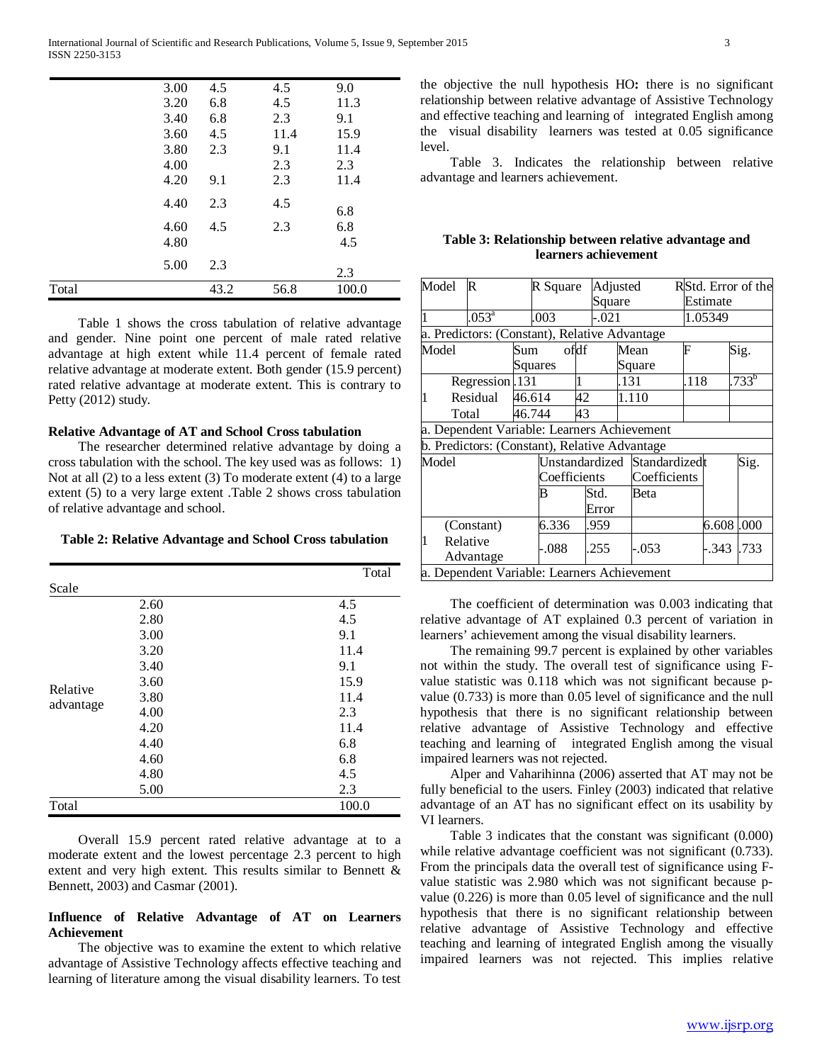| | | | | |
|---|---|---|---|---|
| | 3.00 | 4.5 | 4.5 | 9.0 |
| | 3.20 | 6.8 | 4.5 | 11.3 |
| | 3.40 | 6.8 | 2.3 | 9.1 |
| | 3.60 | 4.5 | 11.4 | 15.9 |
| | 3.80 | 2.3 | 9.1 | 11.4 |
| | 4.00 | | 2.3 | 2.3 |
| | 4.20 | 9.1 | 2.3 | 11.4 |
| | 4.40 | 2.3 | 4.5 | 6.8 |
| | 4.60 | 4.5 | 2.3 | 6.8 |
| | 4.80 | | | 4.5 |
| | 5.00 | 2.3 | | 2.3 |
| Total | | 43.2 | 56.8 | 100.0 |

Table 1 shows the cross tabulation of relative advantage and gender. Nine point one percent of male rated relative advantage at high extent while 11.4 percent of female rated relative advantage at moderate extent. Both gender (15.9 percent) rated relative advantage at moderate extent. This is contrary to Petty (2012) study.

**Relative Advantage of AT and School Cross tabulation**

The researcher determined relative advantage by doing a cross tabulation with the school. The key used was as follows: 1) Not at all (2) to a less extent (3) To moderate extent (4) to a large extent (5) to a very large extent .Table 2 shows cross tabulation of relative advantage and school.

**Table 2: Relative Advantage and School Cross tabulation**

| Scale | | Total |
|---|---|---|
| Relative advantage | 2.60 | 4.5 |
| | 2.80 | 4.5 |
| | 3.00 | 9.1 |
| | 3.20 | 11.4 |
| | 3.40 | 9.1 |
| | 3.60 | 15.9 |
| | 3.80 | 11.4 |
| | 4.00 | 2.3 |
| | 4.20 | 11.4 |
| | 4.40 | 6.8 |
| | 4.60 | 6.8 |
| | 4.80 | 4.5 |
| | 5.00 | 2.3 |
| Total | | 100.0 |

Overall 15.9 percent rated relative advantage at to a moderate extent and the lowest percentage 2.3 percent to high extent and very high extent. This results similar to Bennett & Bennett, 2003) and Casmar (2001).

**Influence of Relative Advantage of AT on Learners Achievement**

The objective was to examine the extent to which relative advantage of Assistive Technology affects effective teaching and learning of literature among the visual disability learners. To test the objective the null hypothesis HO**:** there is no significant relationship between relative advantage of Assistive Technology and effective teaching and learning of integrated English among the visual disability learners was tested at 0.05 significance level.

Table 3. Indicates the relationship between relative advantage and learners achievement.

**Table 3: Relationship between relative advantage and learners achievement**

| Model | R | R Square | Adjusted R Square | Std. Error of the Estimate |
|---|---|---|---|---|
| 1 | .053[a] | .003 | -.021 | 1.05349 |

a. Predictors: (Constant), Relative Advantage

| Model | | Sum of Squares | df | Mean Square | F | Sig. |
|---|---|---|---|---|---|---|
| 1 | Regression | .131 | 1 | .131 | .118 | .733[b] |
| | Residual | 46.614 | 42 | 1.110 | | |
| | Total | 46.744 | 43 | | | |

a. Dependent Variable: Learners Achievement

b. Predictors: (Constant), Relative Advantage

| Model | | Unstandardized Coefficients B | Unstandardized Coefficients Std. Error | Standardized Coefficients Beta | t | Sig. |
|---|---|---|---|---|---|---|
| 1 | (Constant) | 6.336 | .959 | | 6.608 | .000 |
| | Relative Advantage | -.088 | .255 | -.053 | -.343 | .733 |

a. Dependent Variable: Learners Achievement

The coefficient of determination was 0.003 indicating that relative advantage of AT explained 0.3 percent of variation in learners' achievement among the visual disability learners.

The remaining 99.7 percent is explained by other variables not within the study. The overall test of significance using F-value statistic was 0.118 which was not significant because p-value (0.733) is more than 0.05 level of significance and the null hypothesis that there is no significant relationship between relative advantage of Assistive Technology and effective teaching and learning of integrated English among the visual impaired learners was not rejected.

Alper and Vaharihinna (2006) asserted that AT may not be fully beneficial to the users. Finley (2003) indicated that relative advantage of an AT has no significant effect on its usability by VI learners.

Table 3 indicates that the constant was significant (0.000) while relative advantage coefficient was not significant (0.733). From the principals data the overall test of significance using F-value statistic was 2.980 which was not significant because p-value (0.226) is more than 0.05 level of significance and the null hypothesis that there is no significant relationship between relative advantage of Assistive Technology and effective teaching and learning of integrated English among the visually impaired learners was not rejected. This implies relative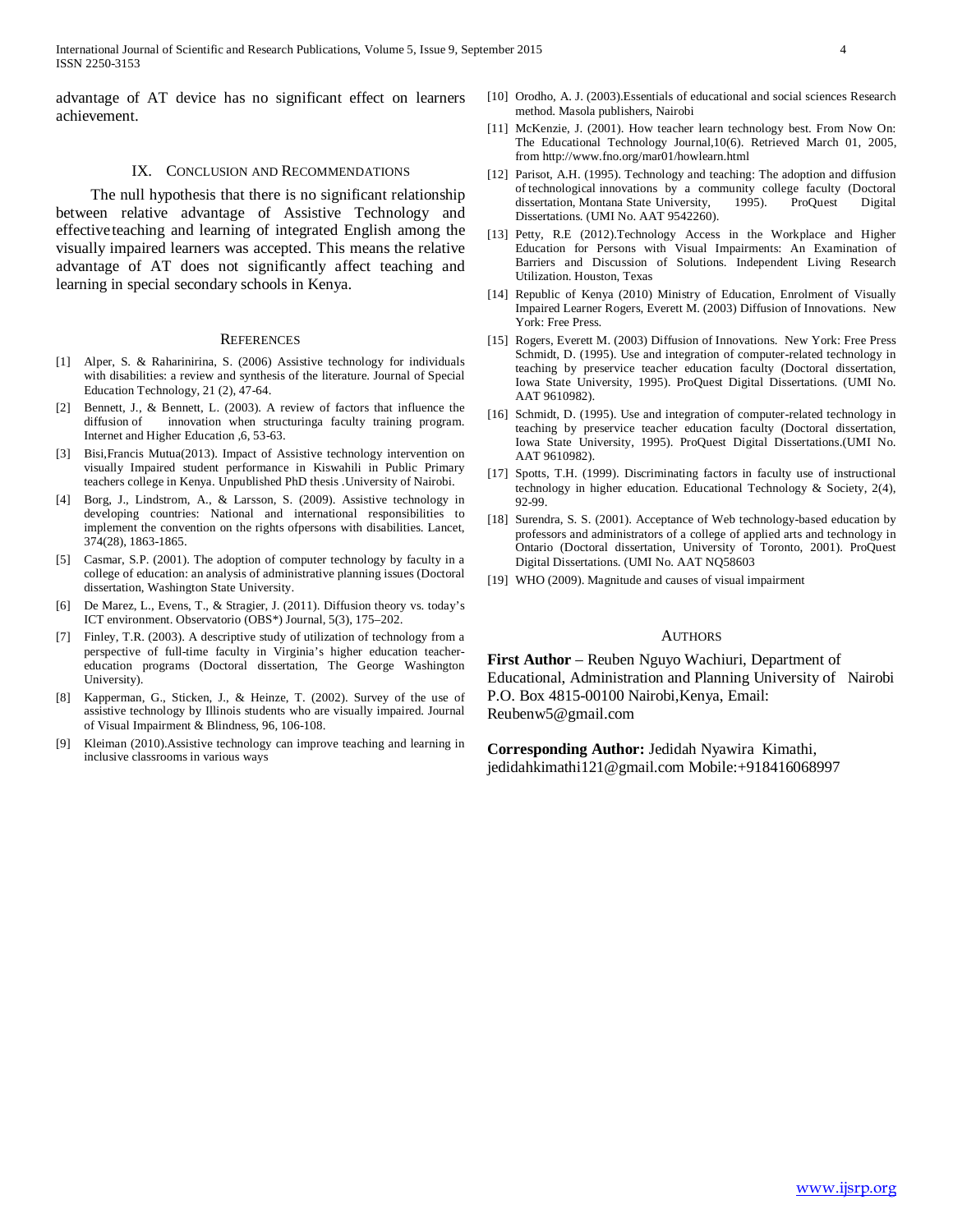advantage of AT device has no significant effect on learners achievement.

## IX. Conclusion and Recommendations

The null hypothesis that there is no significant relationship between relative advantage of Assistive Technology and effective teaching and learning of integrated English among the visually impaired learners was accepted. This means the relative advantage of AT does not significantly affect teaching and learning in special secondary schools in Kenya.

## References

[1] Alper, S. & Raharinirina, S. (2006) Assistive technology for individuals with disabilities: a review and synthesis of the literature. Journal of Special Education Technology, 21 (2), 47-64.

[2] Bennett, J., & Bennett, L. (2003). A review of factors that influence the diffusion of innovation when structuringa faculty training program. Internet and Higher Education ,6, 53-63.

[3] Bisi,Francis Mutua(2013). Impact of Assistive technology intervention on visually Impaired student performance in Kiswahili in Public Primary teachers college in Kenya. Unpublished PhD thesis .University of Nairobi.

[4] Borg, J., Lindstrom, A., & Larsson, S. (2009). Assistive technology in developing countries: National and international responsibilities to implement the convention on the rights ofpersons with disabilities. Lancet, 374(28), 1863-1865.

[5] Casmar, S.P. (2001). The adoption of computer technology by faculty in a college of education: an analysis of administrative planning issues (Doctoral dissertation, Washington State University.

[6] De Marez, L., Evens, T., & Stragier, J. (2011). Diffusion theory vs. today's ICT environment. Observatorio (OBS*) Journal, 5(3), 175–202.

[7] Finley, T.R. (2003). A descriptive study of utilization of technology from a perspective of full-time faculty in Virginia's higher education teacher-education programs (Doctoral dissertation, The George Washington University).

[8] Kapperman, G., Sticken, J., & Heinze, T. (2002). Survey of the use of assistive technology by Illinois students who are visually impaired. Journal of Visual Impairment & Blindness, 96, 106-108.

[9] Kleiman (2010).Assistive technology can improve teaching and learning in inclusive classrooms in various ways

[10] Orodho, A. J. (2003).Essentials of educational and social sciences Research method. Masola publishers, Nairobi

[11] McKenzie, J. (2001). How teacher learn technology best. From Now On: The Educational Technology Journal,10(6). Retrieved March 01, 2005, from http://www.fno.org/mar01/howlearn.html

[12] Parisot, A.H. (1995). Technology and teaching: The adoption and diffusion of technological innovations by a community college faculty (Doctoral dissertation, Montana State University, 1995). ProQuest Digital Dissertations. (UMI No. AAT 9542260).

[13] Petty, R.E (2012).Technology Access in the Workplace and Higher Education for Persons with Visual Impairments: An Examination of Barriers and Discussion of Solutions. Independent Living Research Utilization. Houston, Texas

[14] Republic of Kenya (2010) Ministry of Education, Enrolment of Visually Impaired Learner Rogers, Everett M. (2003) Diffusion of Innovations. New York: Free Press.

[15] Rogers, Everett M. (2003) Diffusion of Innovations. New York: Free Press Schmidt, D. (1995). Use and integration of computer-related technology in teaching by preservice teacher education faculty (Doctoral dissertation, Iowa State University, 1995). ProQuest Digital Dissertations. (UMI No. AAT 9610982).

[16] Schmidt, D. (1995). Use and integration of computer-related technology in teaching by preservice teacher education faculty (Doctoral dissertation, Iowa State University, 1995). ProQuest Digital Dissertations.(UMI No. AAT 9610982).

[17] Spotts, T.H. (1999). Discriminating factors in faculty use of instructional technology in higher education. Educational Technology & Society, 2(4), 92-99.

[18] Surendra, S. S. (2001). Acceptance of Web technology-based education by professors and administrators of a college of applied arts and technology in Ontario (Doctoral dissertation, University of Toronto, 2001). ProQuest Digital Dissertations. (UMI No. AAT NQ58603

[19] WHO (2009). Magnitude and causes of visual impairment

## Authors

**First Author** – Reuben Nguyo Wachiuri, Department of Educational, Administration and Planning University of Nairobi P.O. Box 4815-00100 Nairobi,Kenya, Email: Reubenw5@gmail.com

**Corresponding Author:** Jedidah Nyawira Kimathi, jedidahkimathi121@gmail.com Mobile:+918416068997